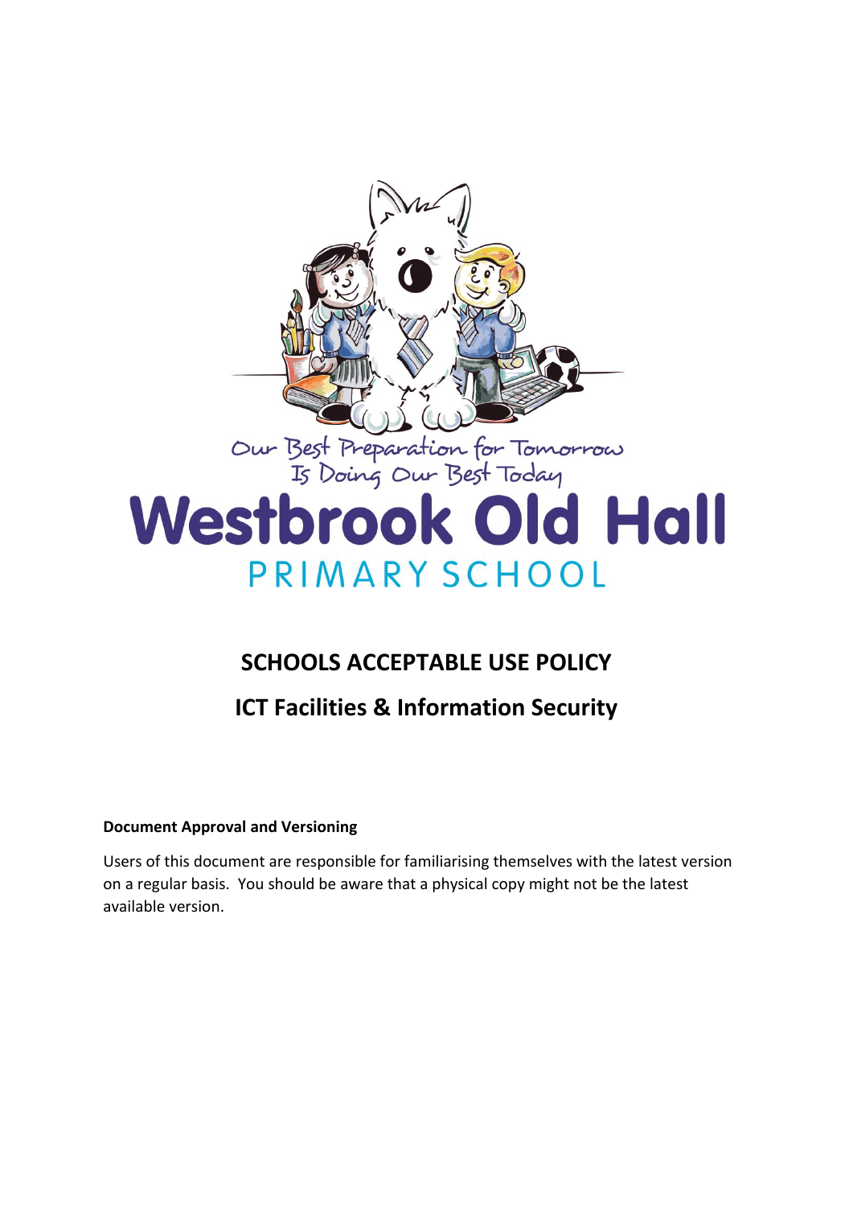Our Best Preparation for Tomorrow Is Doing Our Best Today

# Westbrook Old Hall

PRIMARY SCHOOL

## SCHOOLS ACCEPTABLE USE POLICY

## ICT Facilities & Information Security

**Document Approval and Versioning**

Users of this document are responsible for familiarising themselves with the latest version on a regular basis. You should be aware that a physical copy might not be the latest available version.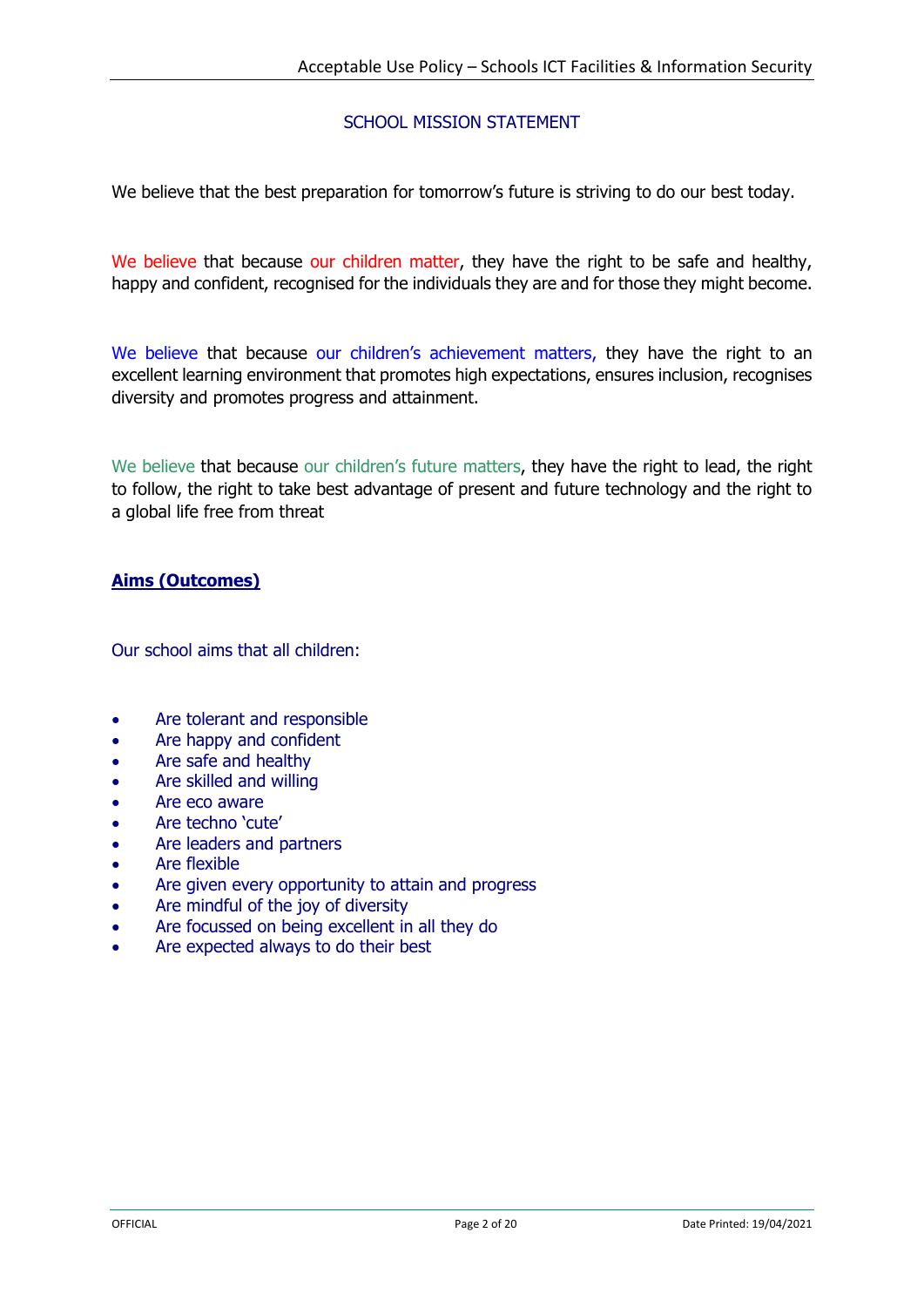## SCHOOL MISSION STATEMENT

We believe that the best preparation for tomorrow's future is striving to do our best today.

We believe that because our children matter, they have the right to be safe and healthy, happy and confident, recognised for the individuals they are and for those they might become.

We believe that because our children's achievement matters, they have the right to an excellent learning environment that promotes high expectations, ensures inclusion, recognises diversity and promotes progress and attainment.

We believe that because our children's future matters, they have the right to lead, the right to follow, the right to take best advantage of present and future technology and the right to a global life free from threat

### Aims (Outcomes)

Our school aims that all children:

- Are tolerant and responsible
- Are happy and confident
- Are safe and healthy
- Are skilled and willing
- Are eco aware
- Are techno 'cute'
- Are leaders and partners
- Are flexible
- Are given every opportunity to attain and progress
- Are mindful of the joy of diversity
- Are focussed on being excellent in all they do
- Are expected always to do their best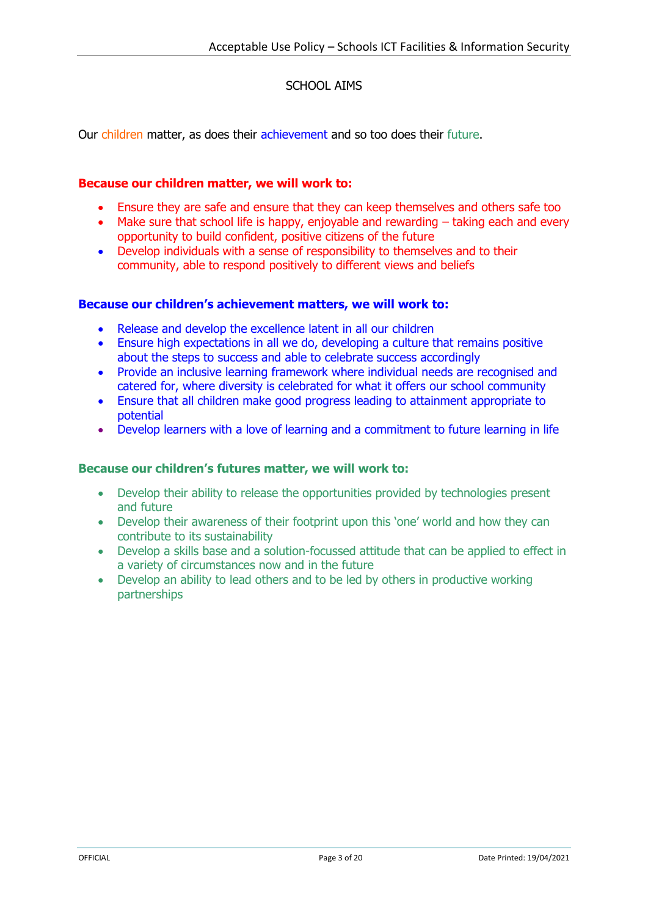# SCHOOL AIMS

Our children matter, as does their achievement and so too does their future.

**Because our children matter, we will work to:**

- Ensure they are safe and ensure that they can keep themselves and others safe too
- Make sure that school life is happy, enjoyable and rewarding – taking each and every opportunity to build confident, positive citizens of the future
- Develop individuals with a sense of responsibility to themselves and to their community, able to respond positively to different views and beliefs

**Because our children's achievement matters, we will work to:**

- Release and develop the excellence latent in all our children
- Ensure high expectations in all we do, developing a culture that remains positive about the steps to success and able to celebrate success accordingly
- Provide an inclusive learning framework where individual needs are recognised and catered for, where diversity is celebrated for what it offers our school community
- Ensure that all children make good progress leading to attainment appropriate to potential
- Develop learners with a love of learning and a commitment to future learning in life

**Because our children's futures matter, we will work to:**

- Develop their ability to release the opportunities provided by technologies present and future
- Develop their awareness of their footprint upon this 'one' world and how they can contribute to its sustainability
- Develop a skills base and a solution-focussed attitude that can be applied to effect in a variety of circumstances now and in the future
- Develop an ability to lead others and to be led by others in productive working partnerships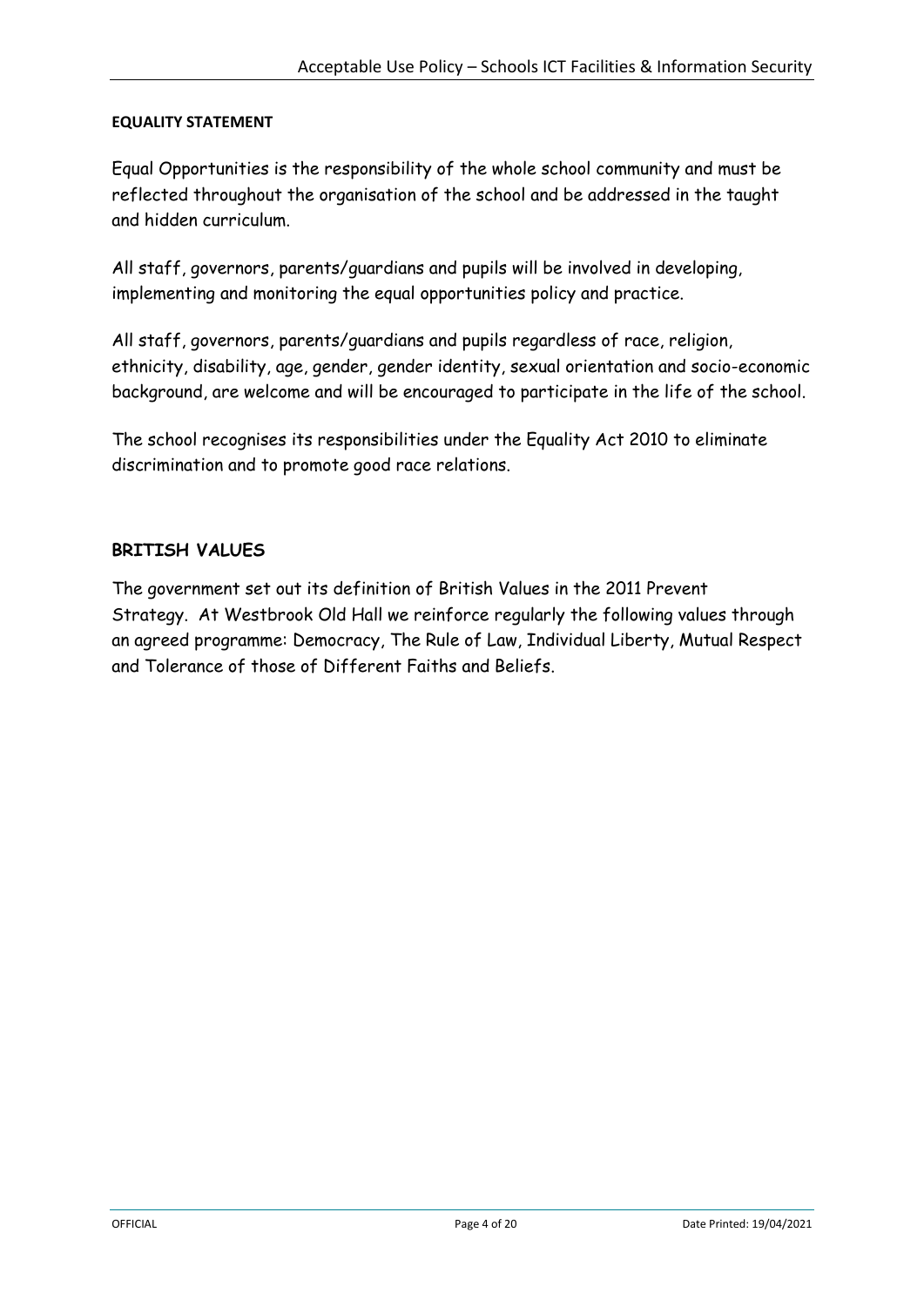**EQUALITY STATEMENT**

Equal Opportunities is the responsibility of the whole school community and must be reflected throughout the organisation of the school and be addressed in the taught and hidden curriculum.

All staff, governors, parents/guardians and pupils will be involved in developing, implementing and monitoring the equal opportunities policy and practice.

All staff, governors, parents/guardians and pupils regardless of race, religion, ethnicity, disability, age, gender, gender identity, sexual orientation and socio-economic background, are welcome and will be encouraged to participate in the life of the school.

The school recognises its responsibilities under the Equality Act 2010 to eliminate discrimination and to promote good race relations.

**BRITISH VALUES**

The government set out its definition of British Values in the 2011 Prevent Strategy. At Westbrook Old Hall we reinforce regularly the following values through an agreed programme: Democracy, The Rule of Law, Individual Liberty, Mutual Respect and Tolerance of those of Different Faiths and Beliefs.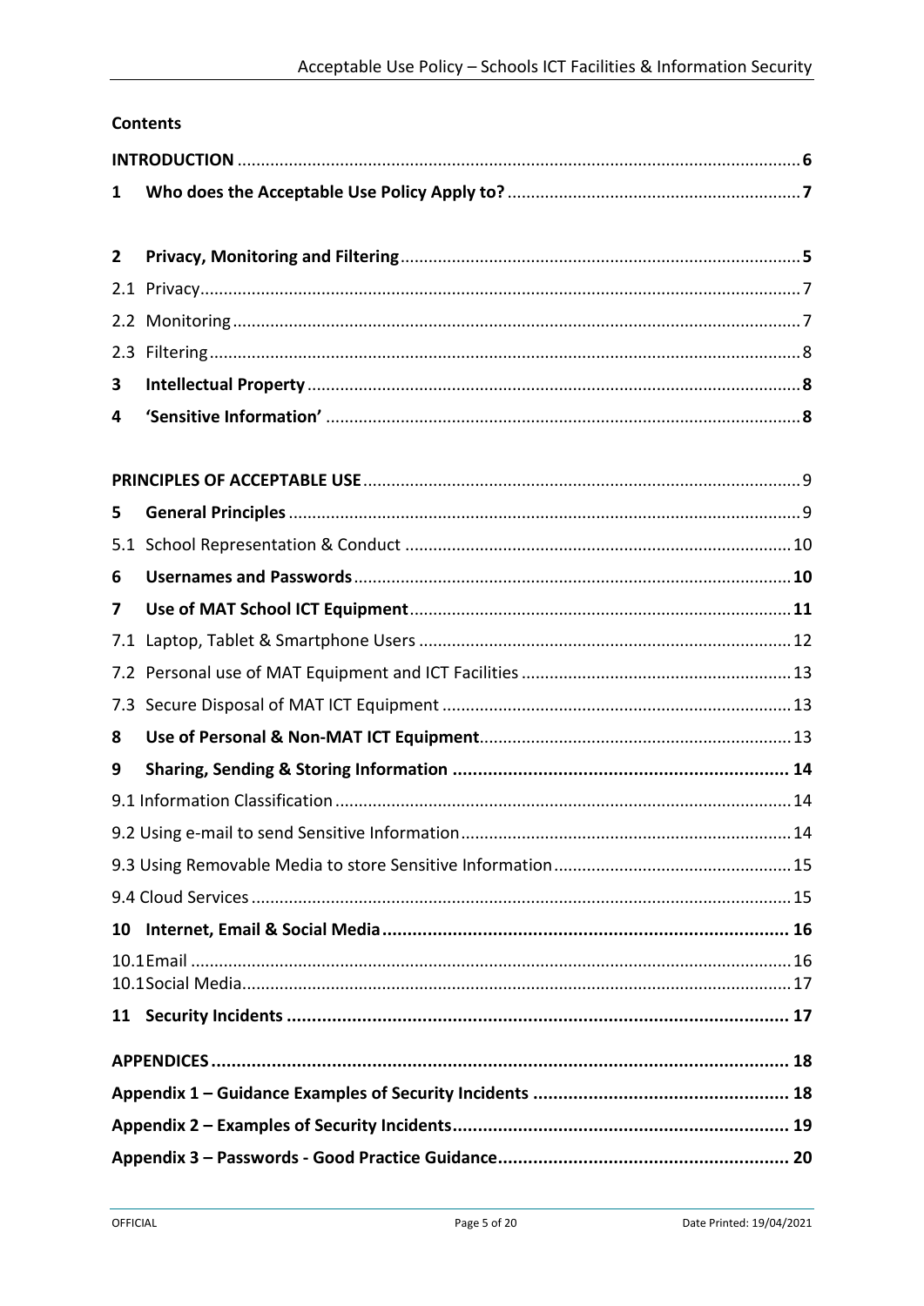**Contents**

**INTRODUCTION** ........................................................................ 6

**1 Who does the Acceptable Use Policy Apply to?** .......................... 7

**2 Privacy, Monitoring and Filtering** .................................................. 5

2.1 Privacy ................................................................................ 7

2.2 Monitoring ........................................................................... 7

2.3 Filtering ................................................................................ 8

**3 Intellectual Property** ...................................................................... 8

**4 'Sensitive Information'** .................................................................. 8

**PRINCIPLES OF ACCEPTABLE USE** ................................................. 9

**5 General Principles** ........................................................................ 9

5.1 School Representation & Conduct ............................................. 10

**6 Usernames and Passwords** ........................................................... 10

**7 Use of MAT School ICT Equipment** ............................................... 11

7.1 Laptop, Tablet & Smartphone Users ........................................... 12

7.2 Personal use of MAT Equipment and ICT Facilities ........................ 13

7.3 Secure Disposal of MAT ICT Equipment ...................................... 13

**8 Use of Personal & Non-MAT ICT Equipment** ................................... 13

**9 Sharing, Sending & Storing Information** ......................................... 14

9.1 Information Classification ........................................................... 14

9.2 Using e-mail to send Sensitive Information .................................. 14

9.3 Using Removable Media to store Sensitive Information .................. 15

9.4 Cloud Services .......................................................................... 15

**10 Internet, Email & Social Media** ..................................................... 16

10.1 Email ...................................................................................... 16

10.1 Social Media ............................................................................ 17

**11 Security Incidents** ....................................................................... 17

**APPENDICES** ................................................................................. 18

**Appendix 1 – Guidance Examples of Security Incidents** ..................... 18

**Appendix 2 – Examples of Security Incidents** ..................................... 19

**Appendix 3 – Passwords - Good Practice Guidance** ............................ 20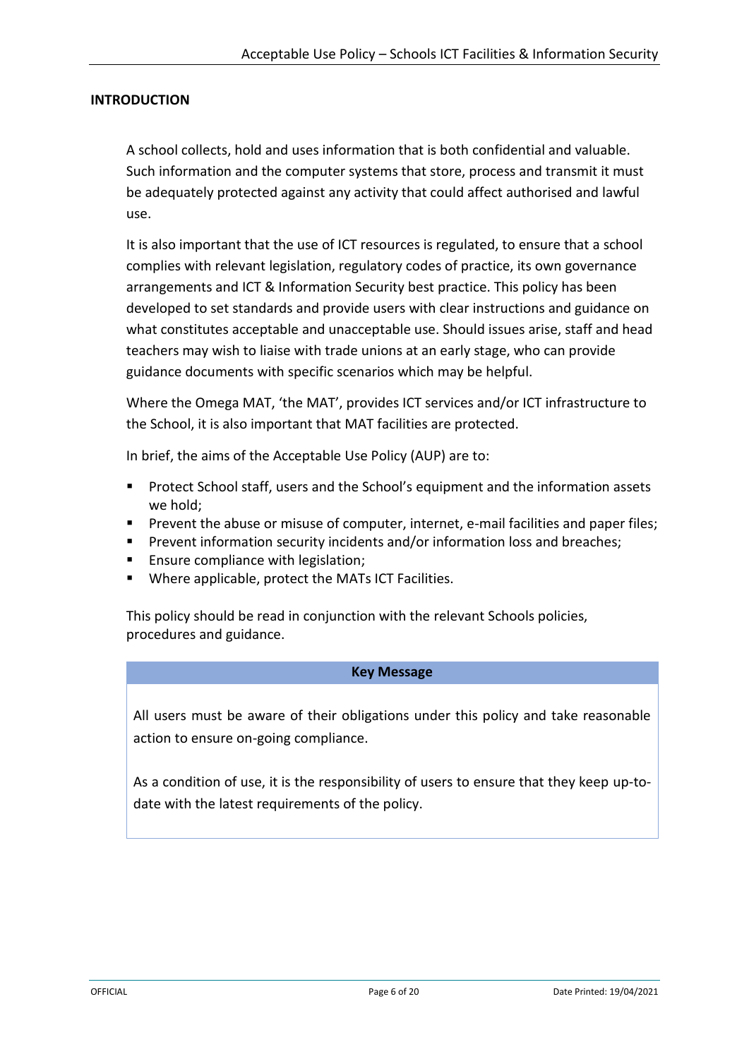## INTRODUCTION

A school collects, hold and uses information that is both confidential and valuable. Such information and the computer systems that store, process and transmit it must be adequately protected against any activity that could affect authorised and lawful use.

It is also important that the use of ICT resources is regulated, to ensure that a school complies with relevant legislation, regulatory codes of practice, its own governance arrangements and ICT & Information Security best practice. This policy has been developed to set standards and provide users with clear instructions and guidance on what constitutes acceptable and unacceptable use. Should issues arise, staff and head teachers may wish to liaise with trade unions at an early stage, who can provide guidance documents with specific scenarios which may be helpful.

Where the Omega MAT, 'the MAT', provides ICT services and/or ICT infrastructure to the School, it is also important that MAT facilities are protected.

In brief, the aims of the Acceptable Use Policy (AUP) are to:

- Protect School staff, users and the School's equipment and the information assets we hold;
- Prevent the abuse or misuse of computer, internet, e-mail facilities and paper files;
- Prevent information security incidents and/or information loss and breaches;
- Ensure compliance with legislation;
- Where applicable, protect the MATs ICT Facilities.

This policy should be read in conjunction with the relevant Schools policies, procedures and guidance.

| Key Message |
| --- |
| All users must be aware of their obligations under this policy and take reasonable action to ensure on-going compliance.<br><br>As a condition of use, it is the responsibility of users to ensure that they keep up-to-date with the latest requirements of the policy. |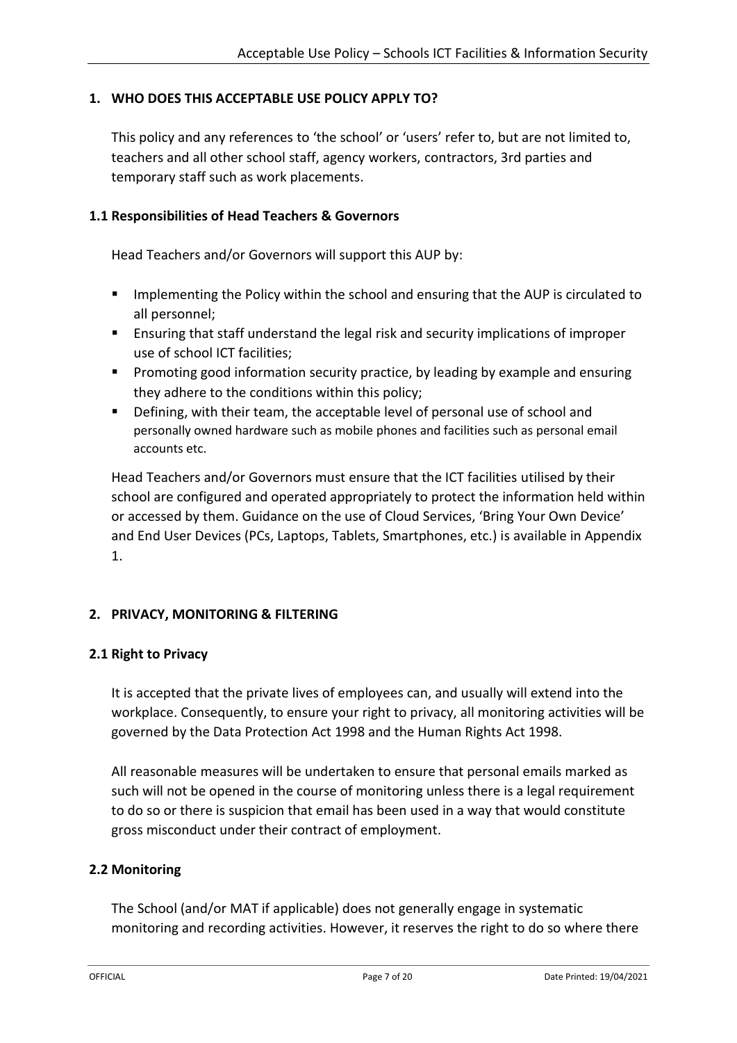## 1. WHO DOES THIS ACCEPTABLE USE POLICY APPLY TO?

This policy and any references to 'the school' or 'users' refer to, but are not limited to, teachers and all other school staff, agency workers, contractors, 3rd parties and temporary staff such as work placements.

### 1.1 Responsibilities of Head Teachers & Governors

Head Teachers and/or Governors will support this AUP by:

- Implementing the Policy within the school and ensuring that the AUP is circulated to all personnel;
- Ensuring that staff understand the legal risk and security implications of improper use of school ICT facilities;
- Promoting good information security practice, by leading by example and ensuring they adhere to the conditions within this policy;
- Defining, with their team, the acceptable level of personal use of school and personally owned hardware such as mobile phones and facilities such as personal email accounts etc.

Head Teachers and/or Governors must ensure that the ICT facilities utilised by their school are configured and operated appropriately to protect the information held within or accessed by them. Guidance on the use of Cloud Services, 'Bring Your Own Device' and End User Devices (PCs, Laptops, Tablets, Smartphones, etc.) is available in Appendix 1.

## 2. PRIVACY, MONITORING & FILTERING

### 2.1 Right to Privacy

It is accepted that the private lives of employees can, and usually will extend into the workplace. Consequently, to ensure your right to privacy, all monitoring activities will be governed by the Data Protection Act 1998 and the Human Rights Act 1998.

All reasonable measures will be undertaken to ensure that personal emails marked as such will not be opened in the course of monitoring unless there is a legal requirement to do so or there is suspicion that email has been used in a way that would constitute gross misconduct under their contract of employment.

### 2.2 Monitoring

The School (and/or MAT if applicable) does not generally engage in systematic monitoring and recording activities. However, it reserves the right to do so where there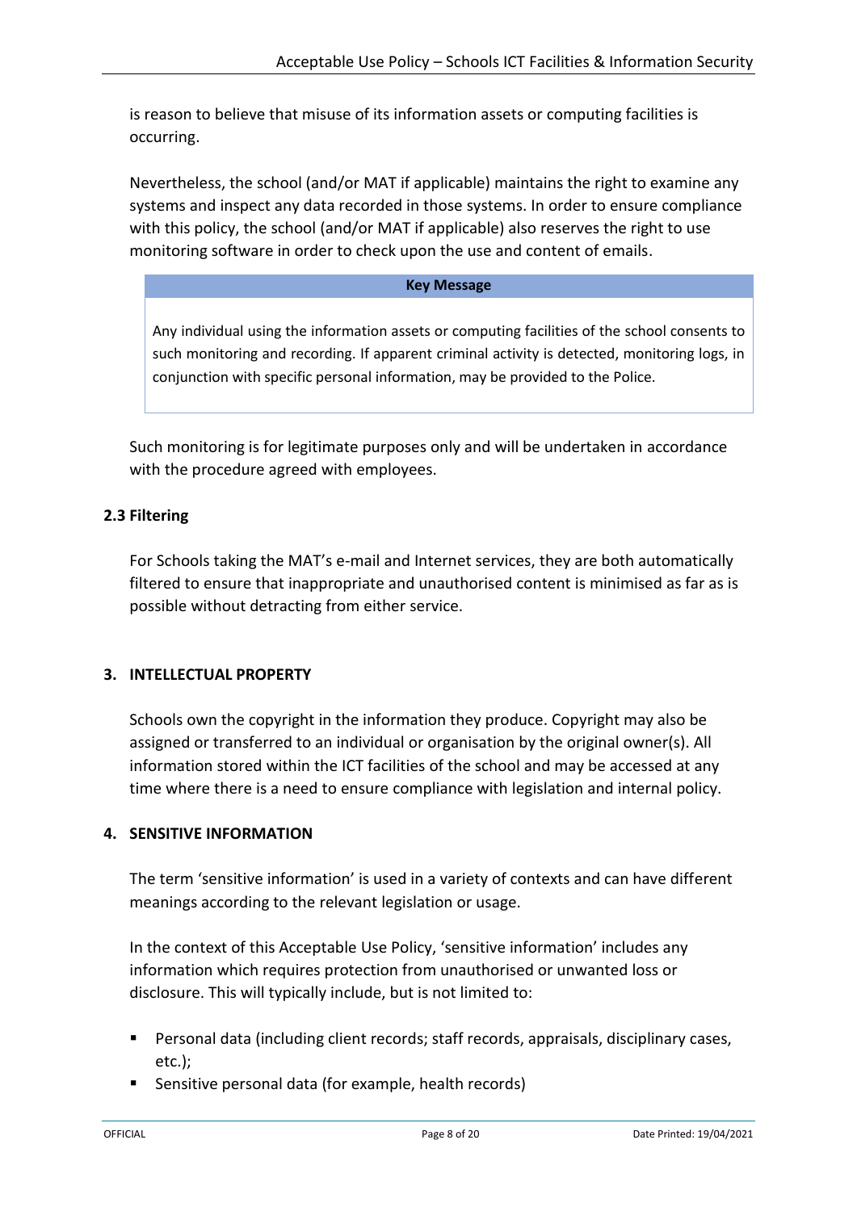is reason to believe that misuse of its information assets or computing facilities is occurring.

Nevertheless, the school (and/or MAT if applicable) maintains the right to examine any systems and inspect any data recorded in those systems. In order to ensure compliance with this policy, the school (and/or MAT if applicable) also reserves the right to use monitoring software in order to check upon the use and content of emails.

| **Key Message** |
| --- |
| Any individual using the information assets or computing facilities of the school consents to such monitoring and recording. If apparent criminal activity is detected, monitoring logs, in conjunction with specific personal information, may be provided to the Police. |

Such monitoring is for legitimate purposes only and will be undertaken in accordance with the procedure agreed with employees.

### 2.3 Filtering

For Schools taking the MAT's e-mail and Internet services, they are both automatically filtered to ensure that inappropriate and unauthorised content is minimised as far as is possible without detracting from either service.

## 3. INTELLECTUAL PROPERTY

Schools own the copyright in the information they produce. Copyright may also be assigned or transferred to an individual or organisation by the original owner(s). All information stored within the ICT facilities of the school and may be accessed at any time where there is a need to ensure compliance with legislation and internal policy.

## 4. SENSITIVE INFORMATION

The term 'sensitive information' is used in a variety of contexts and can have different meanings according to the relevant legislation or usage.

In the context of this Acceptable Use Policy, 'sensitive information' includes any information which requires protection from unauthorised or unwanted loss or disclosure. This will typically include, but is not limited to:

- Personal data (including client records; staff records, appraisals, disciplinary cases, etc.);
- Sensitive personal data (for example, health records)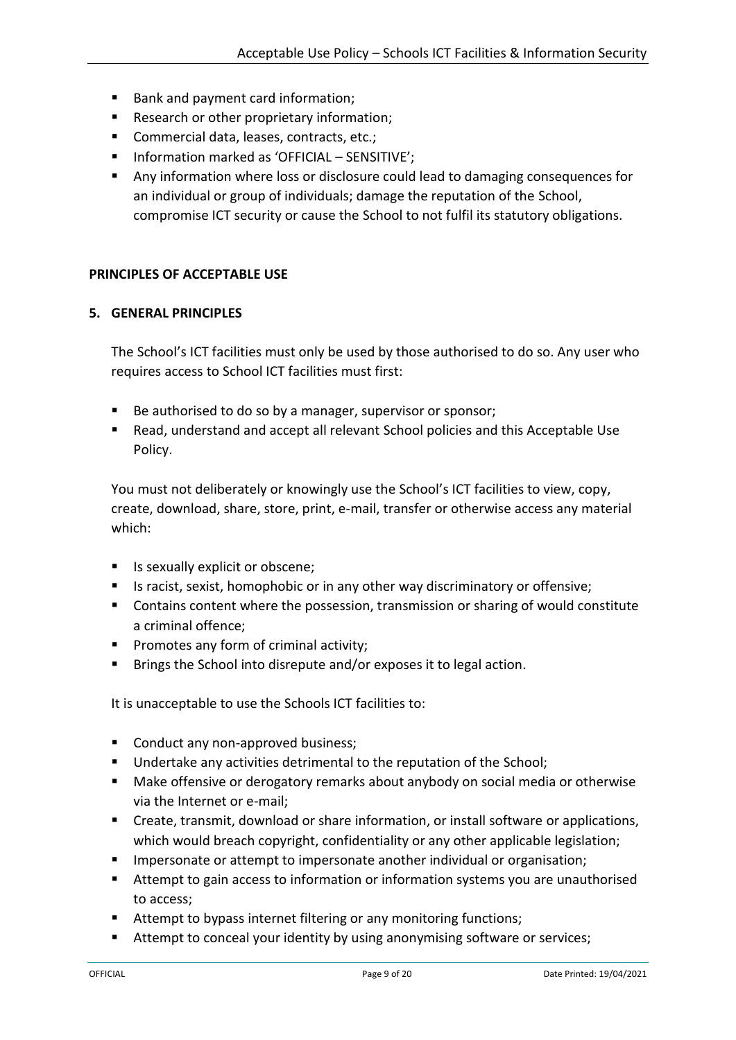- Bank and payment card information;
- Research or other proprietary information;
- Commercial data, leases, contracts, etc.;
- Information marked as 'OFFICIAL – SENSITIVE';
- Any information where loss or disclosure could lead to damaging consequences for an individual or group of individuals; damage the reputation of the School, compromise ICT security or cause the School to not fulfil its statutory obligations.

## PRINCIPLES OF ACCEPTABLE USE

### 5. GENERAL PRINCIPLES

The School's ICT facilities must only be used by those authorised to do so. Any user who requires access to School ICT facilities must first:

- Be authorised to do so by a manager, supervisor or sponsor;
- Read, understand and accept all relevant School policies and this Acceptable Use Policy.

You must not deliberately or knowingly use the School's ICT facilities to view, copy, create, download, share, store, print, e-mail, transfer or otherwise access any material which:

- Is sexually explicit or obscene;
- Is racist, sexist, homophobic or in any other way discriminatory or offensive;
- Contains content where the possession, transmission or sharing of would constitute a criminal offence;
- Promotes any form of criminal activity;
- Brings the School into disrepute and/or exposes it to legal action.

It is unacceptable to use the Schools ICT facilities to:

- Conduct any non-approved business;
- Undertake any activities detrimental to the reputation of the School;
- Make offensive or derogatory remarks about anybody on social media or otherwise via the Internet or e-mail;
- Create, transmit, download or share information, or install software or applications, which would breach copyright, confidentiality or any other applicable legislation;
- Impersonate or attempt to impersonate another individual or organisation;
- Attempt to gain access to information or information systems you are unauthorised to access;
- Attempt to bypass internet filtering or any monitoring functions;
- Attempt to conceal your identity by using anonymising software or services;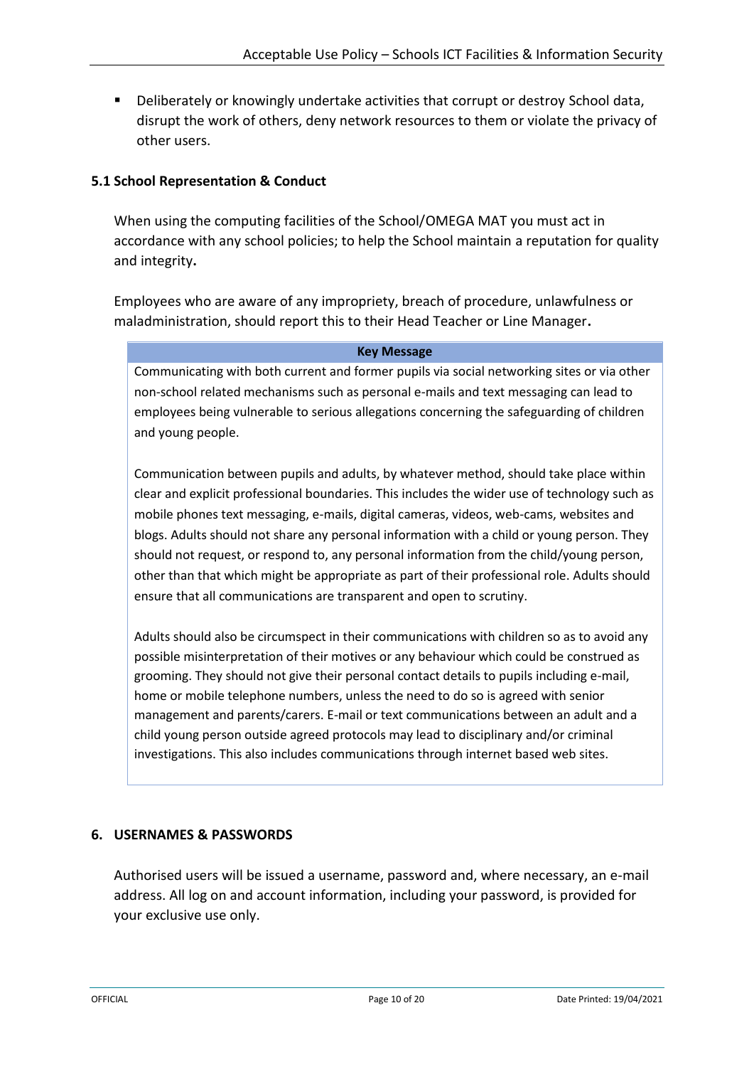- Deliberately or knowingly undertake activities that corrupt or destroy School data, disrupt the work of others, deny network resources to them or violate the privacy of other users.

### 5.1 School Representation & Conduct

When using the computing facilities of the School/OMEGA MAT you must act in accordance with any school policies; to help the School maintain a reputation for quality and integrity**.**

Employees who are aware of any impropriety, breach of procedure, unlawfulness or maladministration, should report this to their Head Teacher or Line Manager**.**

| **Key Message** |
|---|
| Communicating with both current and former pupils via social networking sites or via other non-school related mechanisms such as personal e-mails and text messaging can lead to employees being vulnerable to serious allegations concerning the safeguarding of children and young people.<br><br>Communication between pupils and adults, by whatever method, should take place within clear and explicit professional boundaries. This includes the wider use of technology such as mobile phones text messaging, e-mails, digital cameras, videos, web-cams, websites and blogs. Adults should not share any personal information with a child or young person. They should not request, or respond to, any personal information from the child/young person, other than that which might be appropriate as part of their professional role. Adults should ensure that all communications are transparent and open to scrutiny.<br><br>Adults should also be circumspect in their communications with children so as to avoid any possible misinterpretation of their motives or any behaviour which could be construed as grooming. They should not give their personal contact details to pupils including e-mail, home or mobile telephone numbers, unless the need to do so is agreed with senior management and parents/carers. E-mail or text communications between an adult and a child young person outside agreed protocols may lead to disciplinary and/or criminal investigations. This also includes communications through internet based web sites. |

## 6. USERNAMES & PASSWORDS

Authorised users will be issued a username, password and, where necessary, an e-mail address. All log on and account information, including your password, is provided for your exclusive use only.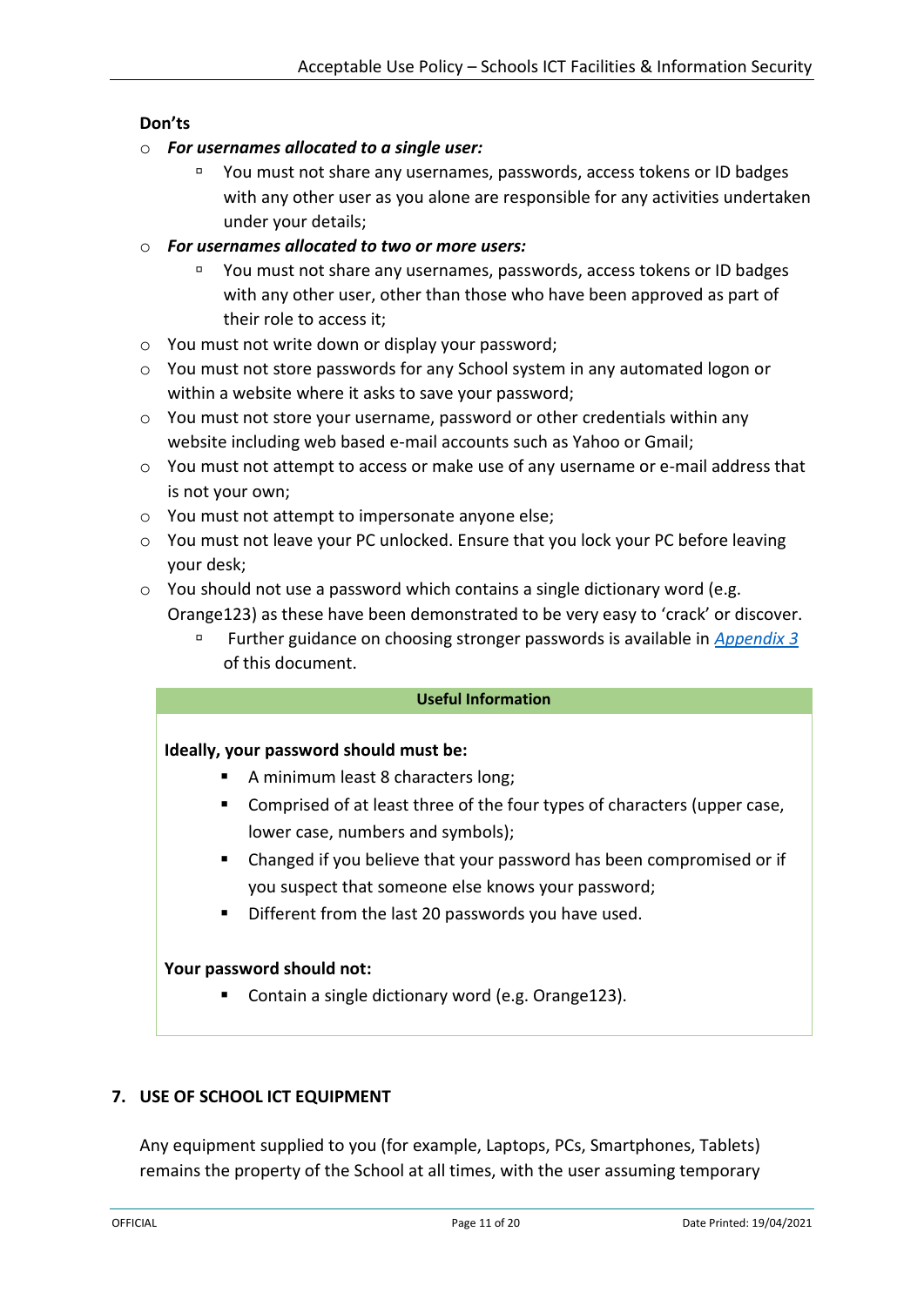**Don'ts**

- ***For usernames allocated to a single user:***
    - You must not share any usernames, passwords, access tokens or ID badges with any other user as you alone are responsible for any activities undertaken under your details;
- ***For usernames allocated to two or more users:***
    - You must not share any usernames, passwords, access tokens or ID badges with any other user, other than those who have been approved as part of their role to access it;
- You must not write down or display your password;
- You must not store passwords for any School system in any automated logon or within a website where it asks to save your password;
- You must not store your username, password or other credentials within any website including web based e-mail accounts such as Yahoo or Gmail;
- You must not attempt to access or make use of any username or e-mail address that is not your own;
- You must not attempt to impersonate anyone else;
- You must not leave your PC unlocked. Ensure that you lock your PC before leaving your desk;
- You should not use a password which contains a single dictionary word (e.g. Orange123) as these have been demonstrated to be very easy to 'crack' or discover.
    - Further guidance on choosing stronger passwords is available in *Appendix 3* of this document.

**Useful Information**

**Ideally, your password should must be:**

- A minimum least 8 characters long;
- Comprised of at least three of the four types of characters (upper case, lower case, numbers and symbols);
- Changed if you believe that your password has been compromised or if you suspect that someone else knows your password;
- Different from the last 20 passwords you have used.

**Your password should not:**

- Contain a single dictionary word (e.g. Orange123).

## 7. USE OF SCHOOL ICT EQUIPMENT

Any equipment supplied to you (for example, Laptops, PCs, Smartphones, Tablets) remains the property of the School at all times, with the user assuming temporary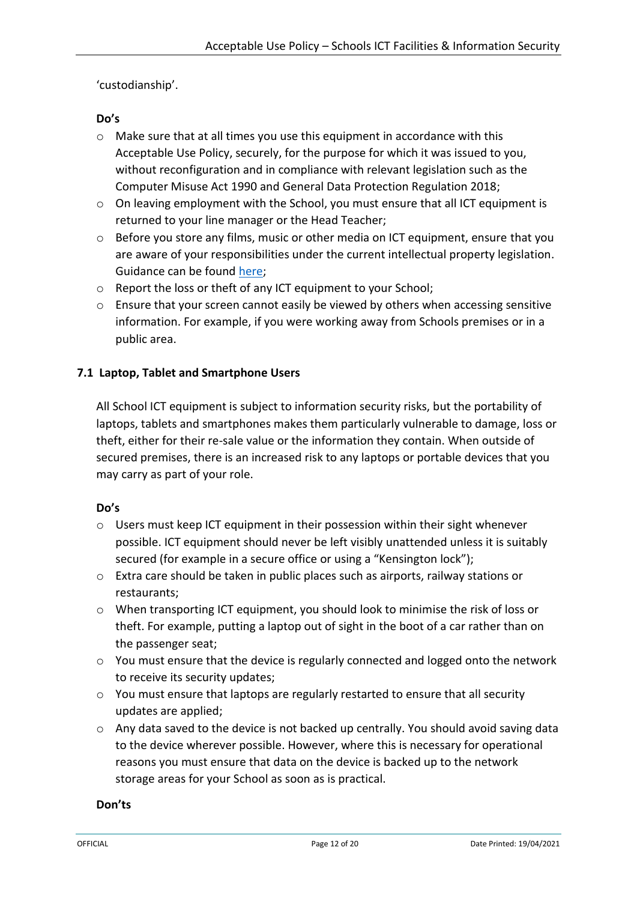'custodianship'.

**Do's**

- Make sure that at all times you use this equipment in accordance with this Acceptable Use Policy, securely, for the purpose for which it was issued to you, without reconfiguration and in compliance with relevant legislation such as the Computer Misuse Act 1990 and General Data Protection Regulation 2018;
- On leaving employment with the School, you must ensure that all ICT equipment is returned to your line manager or the Head Teacher;
- Before you store any films, music or other media on ICT equipment, ensure that you are aware of your responsibilities under the current intellectual property legislation. Guidance can be found here;
- Report the loss or theft of any ICT equipment to your School;
- Ensure that your screen cannot easily be viewed by others when accessing sensitive information. For example, if you were working away from Schools premises or in a public area.

### 7.1 Laptop, Tablet and Smartphone Users

All School ICT equipment is subject to information security risks, but the portability of laptops, tablets and smartphones makes them particularly vulnerable to damage, loss or theft, either for their re-sale value or the information they contain. When outside of secured premises, there is an increased risk to any laptops or portable devices that you may carry as part of your role.

**Do's**

- Users must keep ICT equipment in their possession within their sight whenever possible. ICT equipment should never be left visibly unattended unless it is suitably secured (for example in a secure office or using a "Kensington lock");
- Extra care should be taken in public places such as airports, railway stations or restaurants;
- When transporting ICT equipment, you should look to minimise the risk of loss or theft. For example, putting a laptop out of sight in the boot of a car rather than on the passenger seat;
- You must ensure that the device is regularly connected and logged onto the network to receive its security updates;
- You must ensure that laptops are regularly restarted to ensure that all security updates are applied;
- Any data saved to the device is not backed up centrally. You should avoid saving data to the device wherever possible. However, where this is necessary for operational reasons you must ensure that data on the device is backed up to the network storage areas for your School as soon as is practical.

**Don'ts**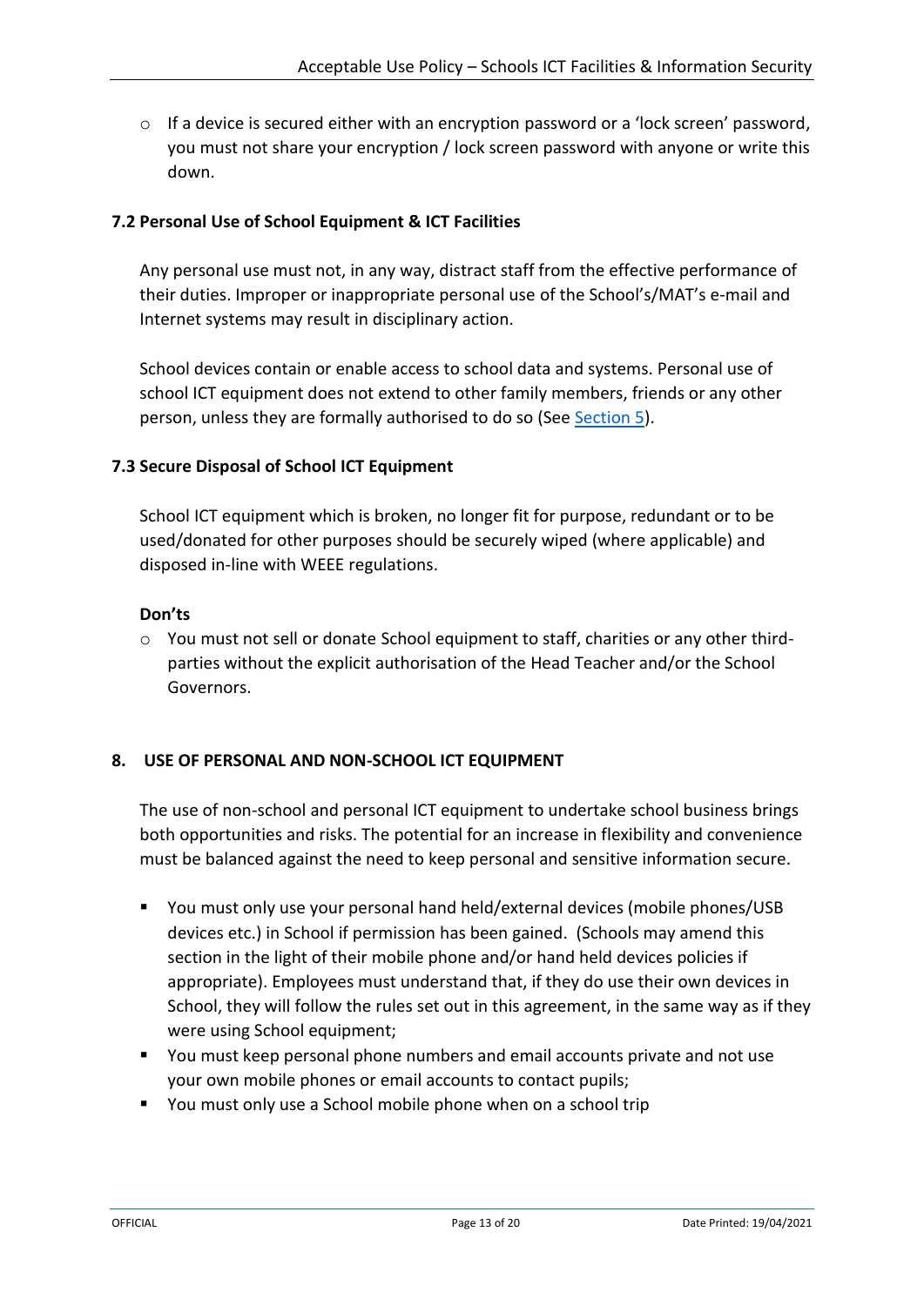- If a device is secured either with an encryption password or a 'lock screen' password, you must not share your encryption / lock screen password with anyone or write this down.

### 7.2 Personal Use of School Equipment & ICT Facilities

Any personal use must not, in any way, distract staff from the effective performance of their duties. Improper or inappropriate personal use of the School's/MAT's e-mail and Internet systems may result in disciplinary action.

School devices contain or enable access to school data and systems. Personal use of school ICT equipment does not extend to other family members, friends or any other person, unless they are formally authorised to do so (See Section 5).

### 7.3 Secure Disposal of School ICT Equipment

School ICT equipment which is broken, no longer fit for purpose, redundant or to be used/donated for other purposes should be securely wiped (where applicable) and disposed in-line with WEEE regulations.

**Don'ts**

- You must not sell or donate School equipment to staff, charities or any other third-parties without the explicit authorisation of the Head Teacher and/or the School Governors.

## 8. USE OF PERSONAL AND NON-SCHOOL ICT EQUIPMENT

The use of non-school and personal ICT equipment to undertake school business brings both opportunities and risks. The potential for an increase in flexibility and convenience must be balanced against the need to keep personal and sensitive information secure.

- You must only use your personal hand held/external devices (mobile phones/USB devices etc.) in School if permission has been gained. (Schools may amend this section in the light of their mobile phone and/or hand held devices policies if appropriate). Employees must understand that, if they do use their own devices in School, they will follow the rules set out in this agreement, in the same way as if they were using School equipment;
- You must keep personal phone numbers and email accounts private and not use your own mobile phones or email accounts to contact pupils;
- You must only use a School mobile phone when on a school trip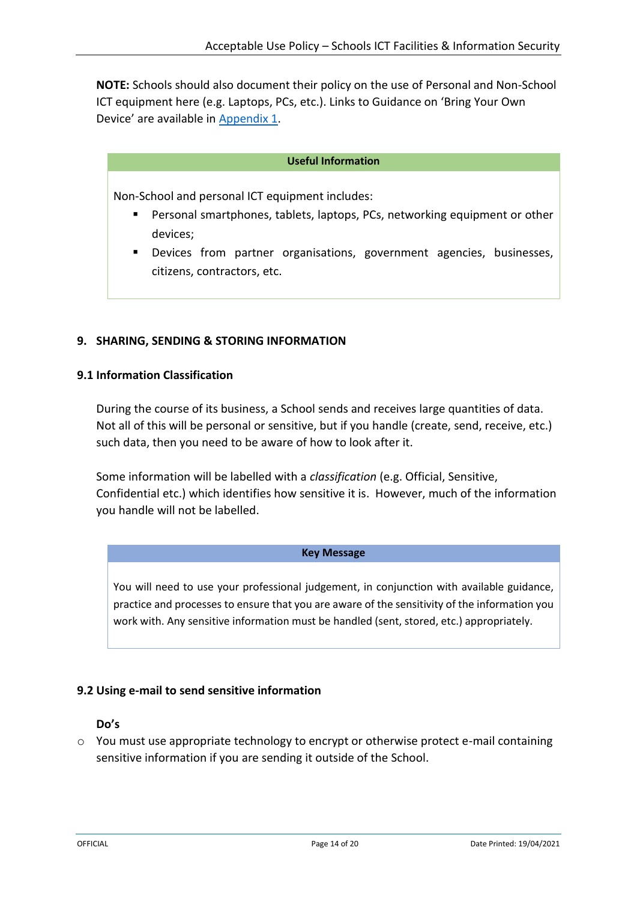**NOTE:** Schools should also document their policy on the use of Personal and Non-School ICT equipment here (e.g. Laptops, PCs, etc.). Links to Guidance on 'Bring Your Own Device' are available in Appendix 1.

| Useful Information |
| --- |
| Non-School and personal ICT equipment includes:<br>▪ Personal smartphones, tablets, laptops, PCs, networking equipment or other devices;<br>▪ Devices from partner organisations, government agencies, businesses, citizens, contractors, etc. |

## 9. SHARING, SENDING & STORING INFORMATION

### 9.1 Information Classification

During the course of its business, a School sends and receives large quantities of data. Not all of this will be personal or sensitive, but if you handle (create, send, receive, etc.) such data, then you need to be aware of how to look after it.

Some information will be labelled with a *classification* (e.g. Official, Sensitive, Confidential etc.) which identifies how sensitive it is. However, much of the information you handle will not be labelled.

| Key Message |
| --- |
| You will need to use your professional judgement, in conjunction with available guidance, practice and processes to ensure that you are aware of the sensitivity of the information you work with. Any sensitive information must be handled (sent, stored, etc.) appropriately. |

### 9.2 Using e-mail to send sensitive information

**Do's**

- You must use appropriate technology to encrypt or otherwise protect e-mail containing sensitive information if you are sending it outside of the School.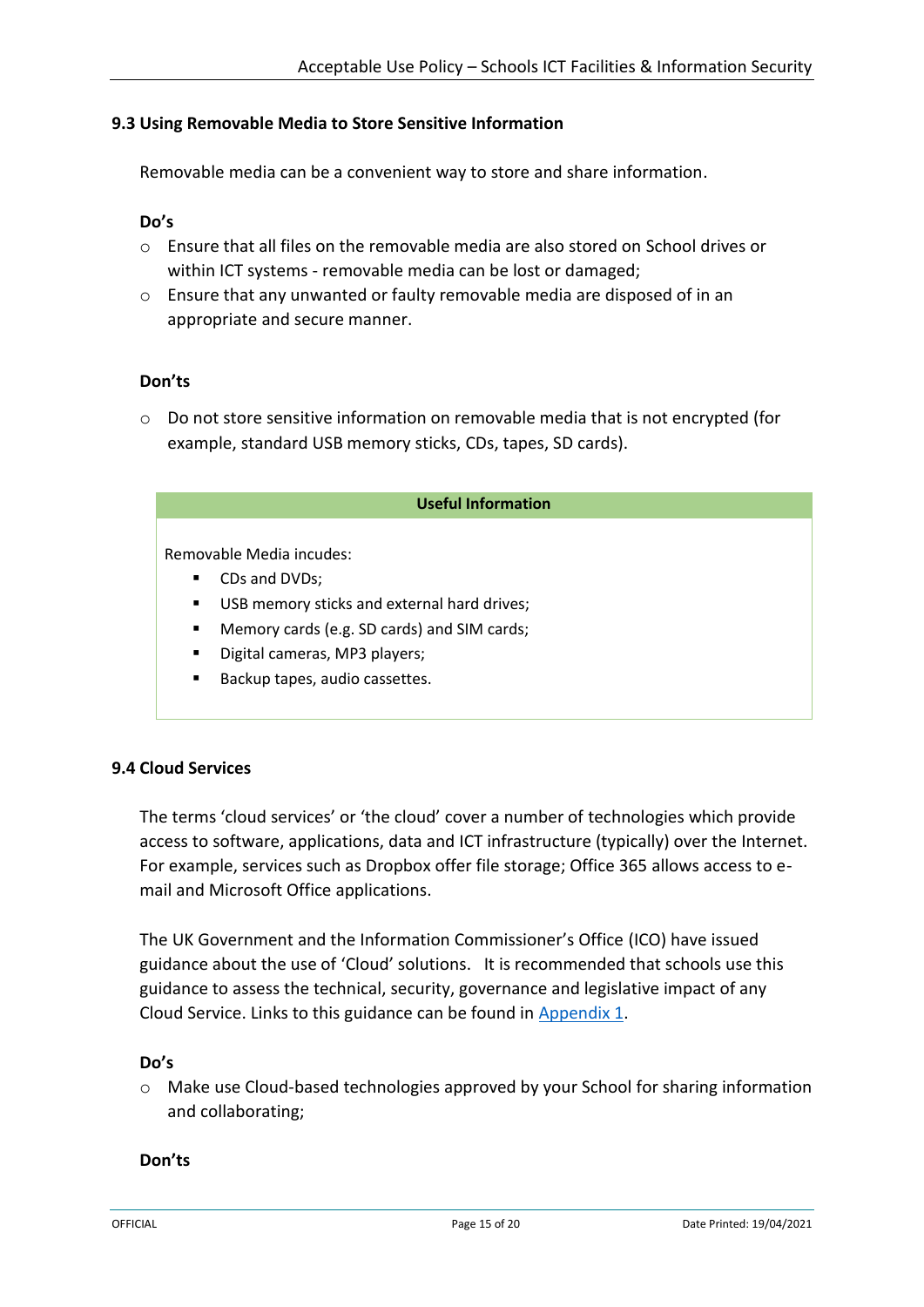### 9.3 Using Removable Media to Store Sensitive Information

Removable media can be a convenient way to store and share information.

**Do's**

- Ensure that all files on the removable media are also stored on School drives or within ICT systems - removable media can be lost or damaged;
- Ensure that any unwanted or faulty removable media are disposed of in an appropriate and secure manner.

**Don'ts**

- Do not store sensitive information on removable media that is not encrypted (for example, standard USB memory sticks, CDs, tapes, SD cards).

| **Useful Information** |
|---|
| Removable Media incudes:<br>▪ CDs and DVDs;<br>▪ USB memory sticks and external hard drives;<br>▪ Memory cards (e.g. SD cards) and SIM cards;<br>▪ Digital cameras, MP3 players;<br>▪ Backup tapes, audio cassettes. |

### 9.4 Cloud Services

The terms 'cloud services' or 'the cloud' cover a number of technologies which provide access to software, applications, data and ICT infrastructure (typically) over the Internet. For example, services such as Dropbox offer file storage; Office 365 allows access to e-mail and Microsoft Office applications.

The UK Government and the Information Commissioner's Office (ICO) have issued guidance about the use of 'Cloud' solutions. It is recommended that schools use this guidance to assess the technical, security, governance and legislative impact of any Cloud Service. Links to this guidance can be found in [Appendix 1](#).

**Do's**

- Make use Cloud-based technologies approved by your School for sharing information and collaborating;

**Don'ts**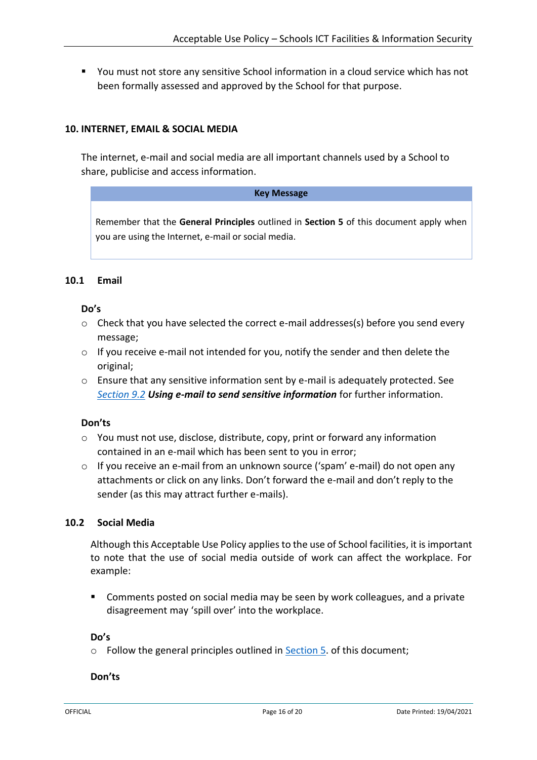- You must not store any sensitive School information in a cloud service which has not been formally assessed and approved by the School for that purpose.

## 10. INTERNET, EMAIL & SOCIAL MEDIA

The internet, e-mail and social media are all important channels used by a School to share, publicise and access information.

| **Key Message** |
|---|
| Remember that the **General Principles** outlined in **Section 5** of this document apply when you are using the Internet, e-mail or social media. |

### 10.1 Email

**Do's**

- Check that you have selected the correct e-mail addresses(s) before you send every message;
- If you receive e-mail not intended for you, notify the sender and then delete the original;
- Ensure that any sensitive information sent by e-mail is adequately protected. See *Section 9.2* ***Using e-mail to send sensitive information*** for further information.

**Don'ts**

- You must not use, disclose, distribute, copy, print or forward any information contained in an e-mail which has been sent to you in error;
- If you receive an e-mail from an unknown source ('spam' e-mail) do not open any attachments or click on any links. Don't forward the e-mail and don't reply to the sender (as this may attract further e-mails).

### 10.2 Social Media

Although this Acceptable Use Policy applies to the use of School facilities, it is important to note that the use of social media outside of work can affect the workplace. For example:

- Comments posted on social media may be seen by work colleagues, and a private disagreement may 'spill over' into the workplace.

**Do's**

- Follow the general principles outlined in Section 5. of this document;

**Don'ts**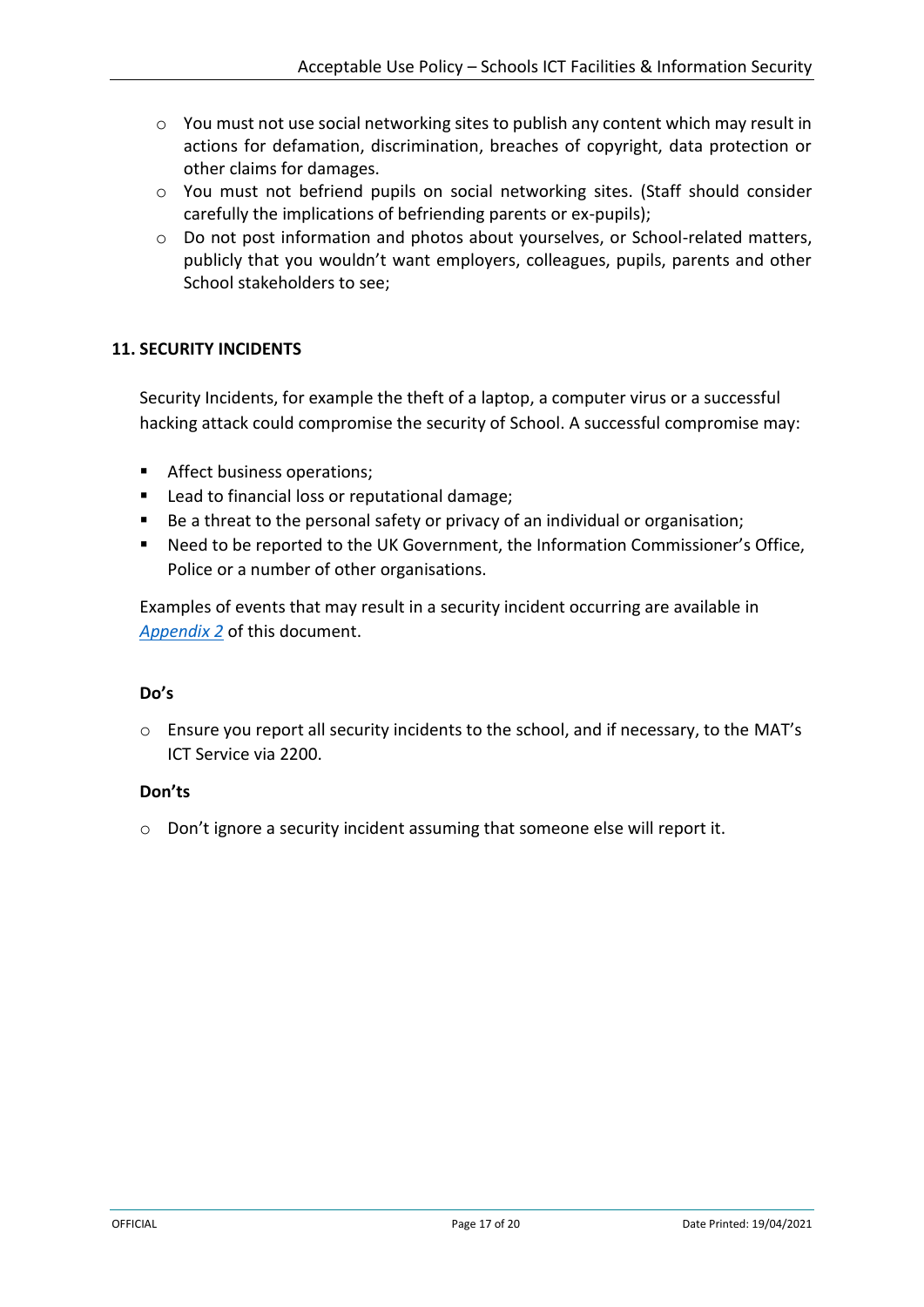- You must not use social networking sites to publish any content which may result in actions for defamation, discrimination, breaches of copyright, data protection or other claims for damages.
- You must not befriend pupils on social networking sites. (Staff should consider carefully the implications of befriending parents or ex-pupils);
- Do not post information and photos about yourselves, or School-related matters, publicly that you wouldn't want employers, colleagues, pupils, parents and other School stakeholders to see;

## 11. SECURITY INCIDENTS

Security Incidents, for example the theft of a laptop, a computer virus or a successful hacking attack could compromise the security of School. A successful compromise may:

- Affect business operations;
- Lead to financial loss or reputational damage;
- Be a threat to the personal safety or privacy of an individual or organisation;
- Need to be reported to the UK Government, the Information Commissioner's Office, Police or a number of other organisations.

Examples of events that may result in a security incident occurring are available in *Appendix 2* of this document.

### Do's

- Ensure you report all security incidents to the school, and if necessary, to the MAT's ICT Service via 2200.

### Don'ts

- Don't ignore a security incident assuming that someone else will report it.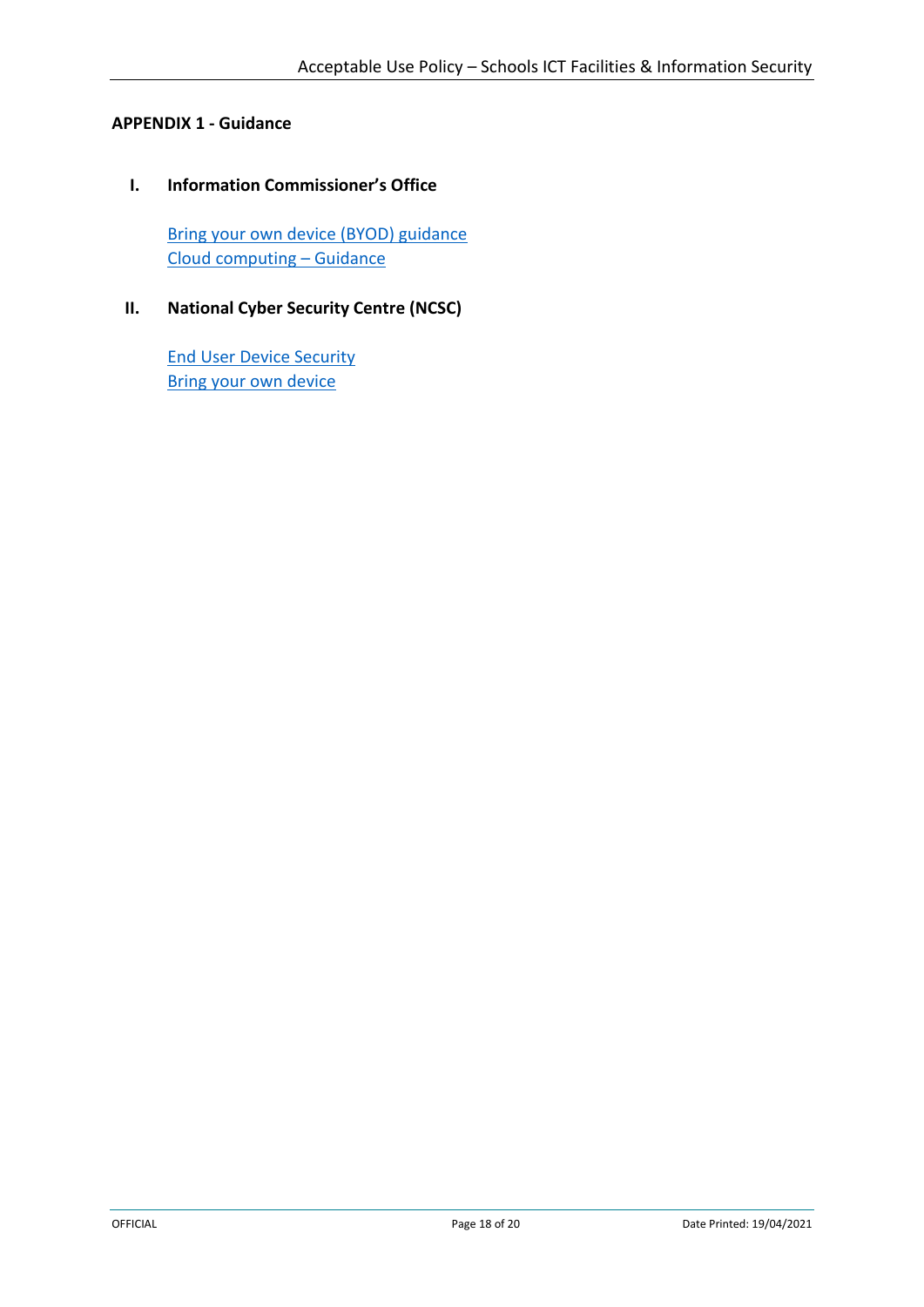**APPENDIX 1 - Guidance**

**I. Information Commissioner's Office**

Bring your own device (BYOD) guidance
Cloud computing – Guidance

**II. National Cyber Security Centre (NCSC)**

End User Device Security
Bring your own device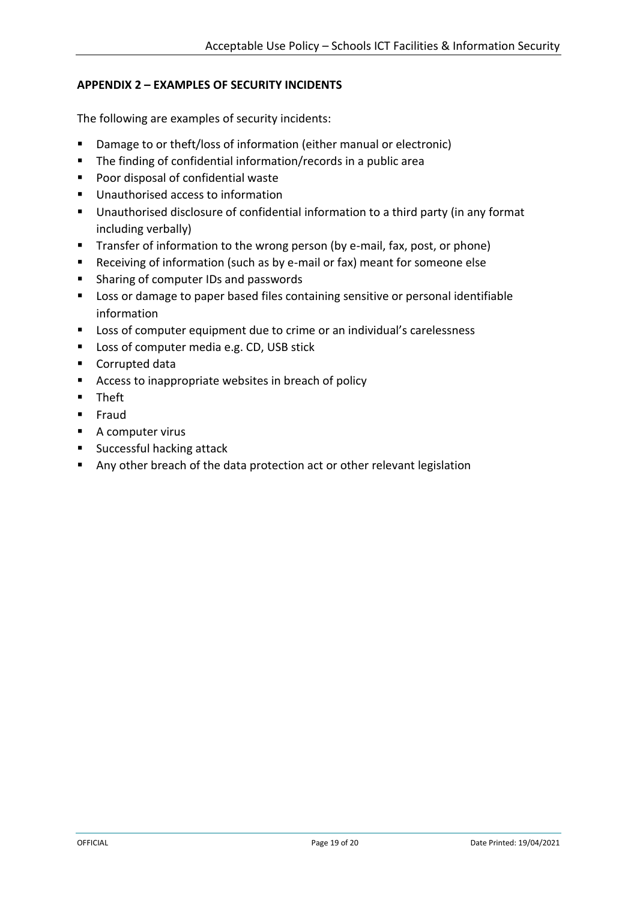**APPENDIX 2 – EXAMPLES OF SECURITY INCIDENTS**

The following are examples of security incidents:

- Damage to or theft/loss of information (either manual or electronic)
- The finding of confidential information/records in a public area
- Poor disposal of confidential waste
- Unauthorised access to information
- Unauthorised disclosure of confidential information to a third party (in any format including verbally)
- Transfer of information to the wrong person (by e-mail, fax, post, or phone)
- Receiving of information (such as by e-mail or fax) meant for someone else
- Sharing of computer IDs and passwords
- Loss or damage to paper based files containing sensitive or personal identifiable information
- Loss of computer equipment due to crime or an individual's carelessness
- Loss of computer media e.g. CD, USB stick
- Corrupted data
- Access to inappropriate websites in breach of policy
- Theft
- Fraud
- A computer virus
- Successful hacking attack
- Any other breach of the data protection act or other relevant legislation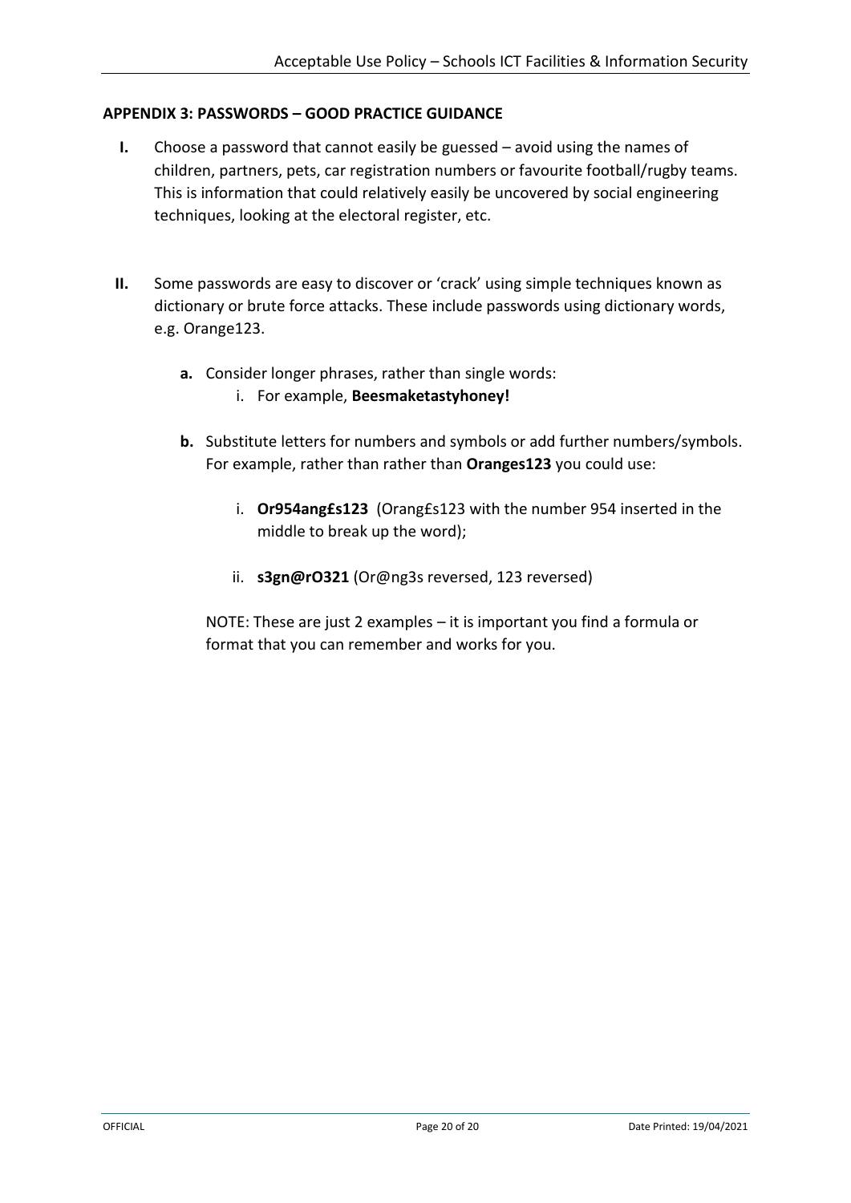## APPENDIX 3: PASSWORDS – GOOD PRACTICE GUIDANCE

I. Choose a password that cannot easily be guessed – avoid using the names of children, partners, pets, car registration numbers or favourite football/rugby teams. This is information that could relatively easily be uncovered by social engineering techniques, looking at the electoral register, etc.

II. Some passwords are easy to discover or 'crack' using simple techniques known as dictionary or brute force attacks. These include passwords using dictionary words, e.g. Orange123.

   a. Consider longer phrases, rather than single words:
      i. For example, **Beesmaketastyhoney!**

   b. Substitute letters for numbers and symbols or add further numbers/symbols. For example, rather than rather than **Oranges123** you could use:

      i. **Or954ang£s123** (Orang£s123 with the number 954 inserted in the middle to break up the word);

      ii. **s3gn@rO321** (Or@ng3s reversed, 123 reversed)

   NOTE: These are just 2 examples – it is important you find a formula or format that you can remember and works for you.